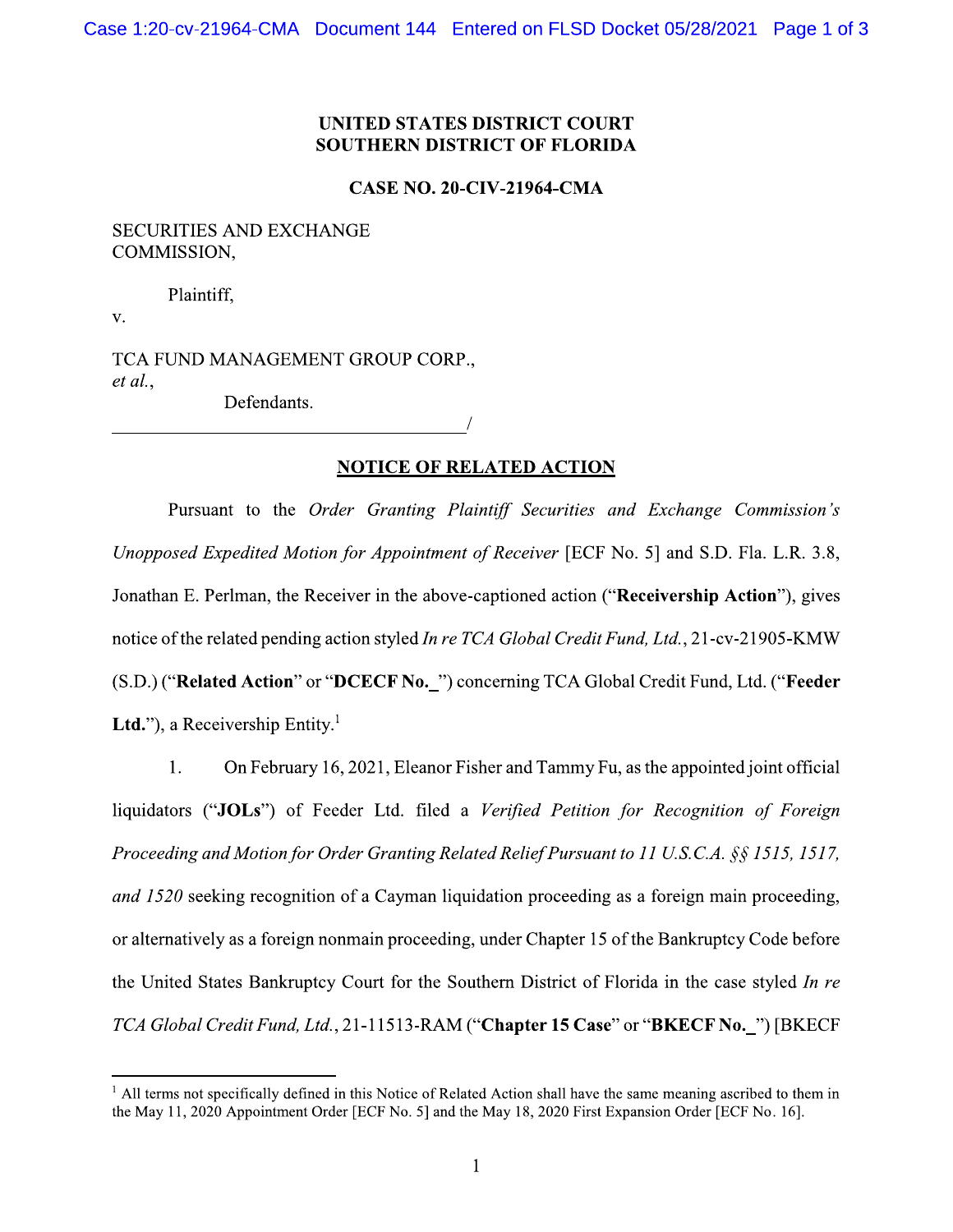**UNITED STATES DISTRICT COURT**
**SOUTHERN DISTRICT OF FLORIDA**

**CASE NO. 20-CIV-21964-CMA**

SECURITIES AND EXCHANGE COMMISSION,

Plaintiff,

v.

TCA FUND MANAGEMENT GROUP CORP., *et al.*,

Defendants.

_______________________________________/

## NOTICE OF RELATED ACTION

Pursuant to the *Order Granting Plaintiff Securities and Exchange Commission's Unopposed Expedited Motion for Appointment of Receiver* [ECF No. 5] and S.D. Fla. L.R. 3.8, Jonathan E. Perlman, the Receiver in the above-captioned action ("**Receivership Action**"), gives notice of the related pending action styled *In re TCA Global Credit Fund, Ltd.*, 21-cv-21905-KMW (S.D.) ("**Related Action**" or "**DCECF No._**") concerning TCA Global Credit Fund, Ltd. ("**Feeder Ltd.**"), a Receivership Entity.[1]

1. On February 16, 2021, Eleanor Fisher and Tammy Fu, as the appointed joint official liquidators ("**JOLs**") of Feeder Ltd. filed a *Verified Petition for Recognition of Foreign Proceeding and Motion for Order Granting Related Relief Pursuant to 11 U.S.C.A. §§ 1515, 1517, and 1520* seeking recognition of a Cayman liquidation proceeding as a foreign main proceeding, or alternatively as a foreign nonmain proceeding, under Chapter 15 of the Bankruptcy Code before the United States Bankruptcy Court for the Southern District of Florida in the case styled *In re TCA Global Credit Fund, Ltd.*, 21-11513-RAM ("**Chapter 15 Case**" or "**BKECF No._**") [BKECF

[1] All terms not specifically defined in this Notice of Related Action shall have the same meaning ascribed to them in the May 11, 2020 Appointment Order [ECF No. 5] and the May 18, 2020 First Expansion Order [ECF No. 16].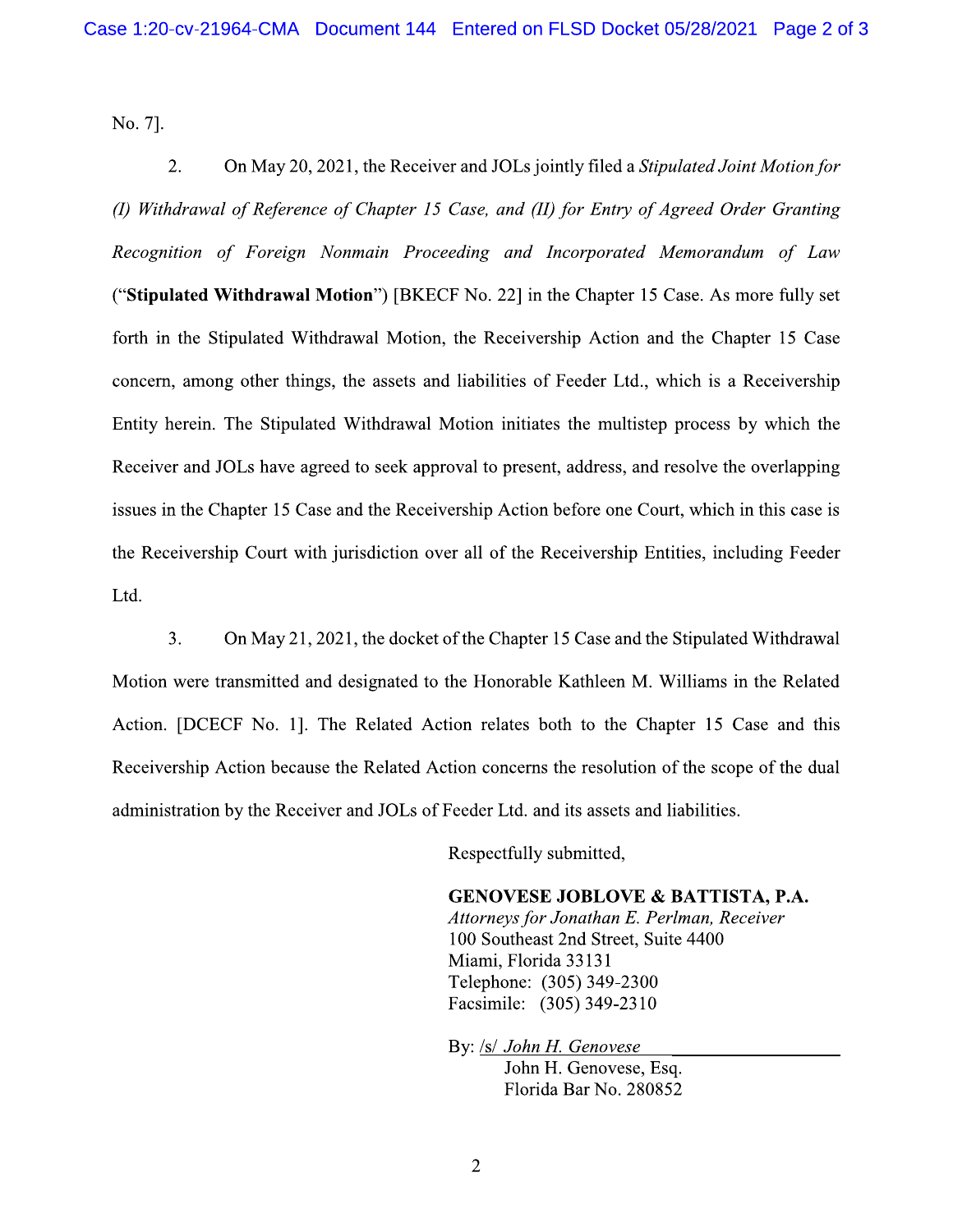No. 7].

2. On May 20, 2021, the Receiver and JOLs jointly filed a *Stipulated Joint Motion for (I) Withdrawal of Reference of Chapter 15 Case, and (II) for Entry of Agreed Order Granting Recognition of Foreign Nonmain Proceeding and Incorporated Memorandum of Law* ("**Stipulated Withdrawal Motion**") [BKECF No. 22] in the Chapter 15 Case. As more fully set forth in the Stipulated Withdrawal Motion, the Receivership Action and the Chapter 15 Case concern, among other things, the assets and liabilities of Feeder Ltd., which is a Receivership Entity herein. The Stipulated Withdrawal Motion initiates the multistep process by which the Receiver and JOLs have agreed to seek approval to present, address, and resolve the overlapping issues in the Chapter 15 Case and the Receivership Action before one Court, which in this case is the Receivership Court with jurisdiction over all of the Receivership Entities, including Feeder Ltd.

3. On May 21, 2021, the docket of the Chapter 15 Case and the Stipulated Withdrawal Motion were transmitted and designated to the Honorable Kathleen M. Williams in the Related Action. [DCECF No. 1]. The Related Action relates both to the Chapter 15 Case and this Receivership Action because the Related Action concerns the resolution of the scope of the dual administration by the Receiver and JOLs of Feeder Ltd. and its assets and liabilities.

Respectfully submitted,

**GENOVESE JOBLOVE & BATTISTA, P.A.**
*Attorneys for Jonathan E. Perlman, Receiver*
100 Southeast 2nd Street, Suite 4400
Miami, Florida 33131
Telephone: (305) 349-2300
Facsimile: (305) 349-2310

By: /s/ *John H. Genovese*
John H. Genovese, Esq.
Florida Bar No. 280852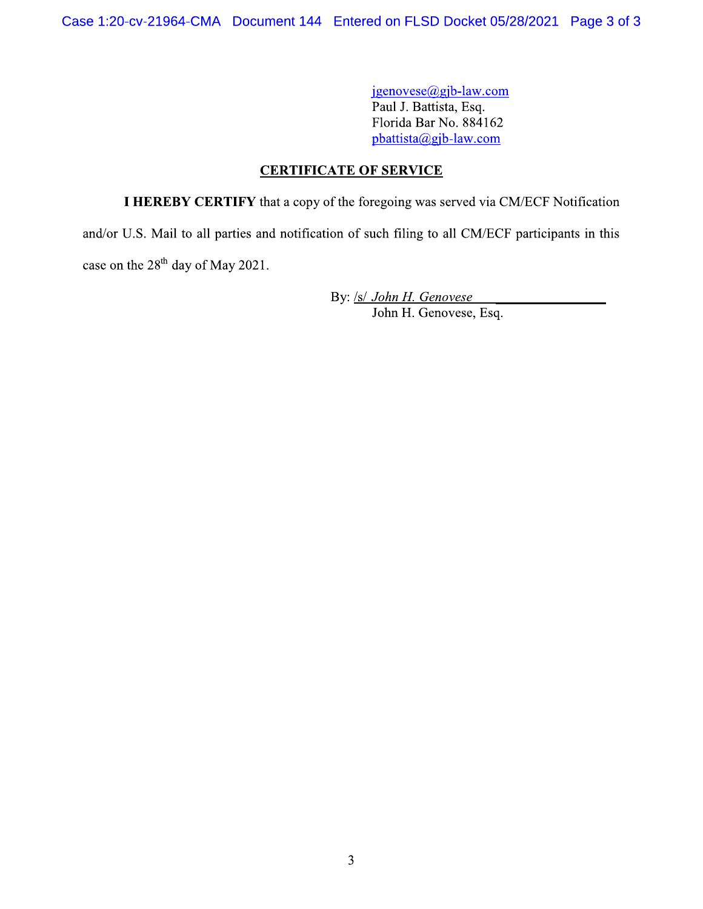jgenovese@gjb-law.com
Paul J. Battista, Esq.
Florida Bar No. 884162
pbattista@gjb-law.com

## CERTIFICATE OF SERVICE

**I HEREBY CERTIFY** that a copy of the foregoing was served via CM/ECF Notification and/or U.S. Mail to all parties and notification of such filing to all CM/ECF participants in this case on the 28th day of May 2021.

By: /s/ *John H. Genovese*
John H. Genovese, Esq.